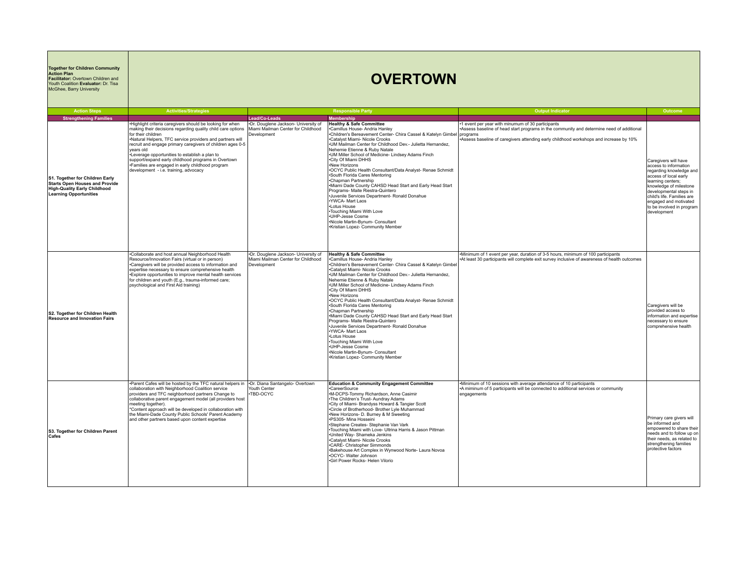**Together for Children Community Action Plan**
**Facilitator:** Overtown Children and Youth Coalition **Evaluator:** Dr. Tisa McGhee, Barry University

# OVERTOWN

| Action Steps | Activities/Strategies | Responsible Party | | Output Indicator | Outcome |
|---|---|---|---|---|---|
| **Strengthening Families** | | **Lead/Co-Leads** | **Membership** | | |
| **S1. Together for Children Early Starts Open Houses and Provide High-Quality Early Childhood Learning Opportunities** | •Highlight criteria caregivers should be looking for when making their decisions regarding quality child care options for their children<br>•Natural Helpers, TFC service providers and partners will recruit and engage primary caregivers of children ages 0-5 years old<br>•Leverage opportunities to establish a plan to support/expand early childhood programs in Overtown<br>•Families are engaged in early childhood program development - i.e. training, advocacy | •Dr. Douglene Jackson- University of Miami Mailman Center for Childhood Development | **Healthy & Safe Committee**<br>•Camillus House- Andria Hanley<br>•Children's Bereavement Center- Chira Cassel & Katelyn Gimbel<br>•Catalyst Miami- Nicole Crooks<br>•UM Mailman Center for Childhood Dev.- Julietta Hernandez, Nehemie Etienne & Ruby Natale<br>•UM Miller School of Medicine- Lindsey Adams Finch<br>•City Of Miami DHHS<br>•New Horizons<br>•OCYC Public Health Consultant/Data Analyst- Renae Schmidt<br>•South Florida Cares Mentoring<br>•Chapman Partnership<br>•Miami Dade County CAHSD Head Start and Early Head Start Programs- Maite Riestra-Quintero<br>•Juvenile Services Department- Ronald Donahue<br>•YWCA- Mart Laos<br>•Lotus House<br>•Touching Miami With Love<br>•UHP-Jesse Cosme<br>•Nicole Martin-Bynum- Consultant<br>•Kristian Lopez- Community Member | •1 event per year with minumum of 30 participants<br>•Assess baseline of head start programs in the community and determine need of additional programs<br>•Assess baseline of caregivers attending early childhood workshops and increase by 10% | Caregivers will have access to information regarding knowledge and access of local early learning centers; knowledge of milestone developmental steps in child's life. Families are engaged and motivated to be involved in program development |
| **S2. Together for Children Health Resource and Innovation Fairs** | •Collaborate and host annual Neighborhood Health Resource/Innovation Fairs (virtual or in person)<br>•Caregivers will be provided access to information and expertise necessary to ensure comprehensive health<br>•Explore opportunities to improve mental health services for children and youth (E.g., trauma-informed care; psychological and First Aid training) | •Dr. Douglene Jackson- University of Miami Mailman Center for Childhood Development | **Healthy & Safe Committee**<br>•Camillus House- Andria Hanley<br>•Children's Bereavement Center- Chira Cassel & Katelyn Gimbel<br>•Catalyst Miami- Nicole Crooks<br>•UM Mailman Center for Childhood Dev.- Julietta Hernandez, Nehemie Etienne & Ruby Natale<br>•UM Miller School of Medicine- Lindsey Adams Finch<br>•City Of Miami DHHS<br>•New Horizons<br>•OCYC Public Health Consultant/Data Analyst- Renae Schmidt<br>•South Florida Cares Mentoring<br>•Chapman Partnership<br>•Miami Dade County CAHSD Head Start and Early Head Start Programs- Maite Riestra-Quintero<br>•Juvenile Services Department- Ronald Donahue<br>•YWCA- Mart Laos<br>•Lotus House<br>•Touching Miami With Love<br>•UHP-Jesse Cosme<br>•Nicole Martin-Bynum- Consultant<br>•Kristian Lopez- Community Member | •Minimum of 1 event per year, duration of 3-5 hours, minimum of 100 participants<br>•At least 30 participants will complete exit survey inclusive of awareness of health outcomes | Caregivers will be provided access to information and expertise necessary to ensure comprehensive health |
| **S3. Together for Children Parent Cafes** | •Parent Cafes will be hosted by the TFC natural helpers in collaboration with Neighborhood Coalition service providers and TFC neighborhood partners Change to collaborative parent engagement model (all providers host meeting together).<br>*Content approach will be developed in collaboration with the Miami-Dade County Public Schools' Parent Academy and other partners based upon content expertise | •Dr. Diana Santangelo- Overtown Youth Center<br>•TBD-OCYC | **Education & Community Engagement Committee**<br>•CareerSource<br>•M-DCPS-Tommy Richardson, Anne Casimir<br>•The Children's Trust- Aundray Adams<br>•City of Miami- Brandyss Howard & Tangier Scott<br>•Circle of Brotherhood- Brother Lyle Muhammad<br>•New Horizons- D. Burney & M Sweeting<br>•PS305- Mina Hosseini<br>•Stephane Creates- Stephanie Van Vark<br>•Touching Miami with Love- Ultrina Harris & Jason Pittman<br>•United Way- Shameka Jenkins<br>•Catalyst Miami- Nicole Crooks<br>•CARE- Christopher Simmonds<br>•Bakehouse Art Complex in Wynwood Norte- Laura Novoa<br>•OCYC- Walter Johnson<br>•Girl Power Rocks- Helen Vilorio | •Minimum of 10 sessions with average attendance of 10 participants<br>•A miminum of 5 participants will be connected to additional services or community engagements | Primary care givers will be informed and empowered to share their needs and to follow up on their needs, as related to strengthening families protective factors |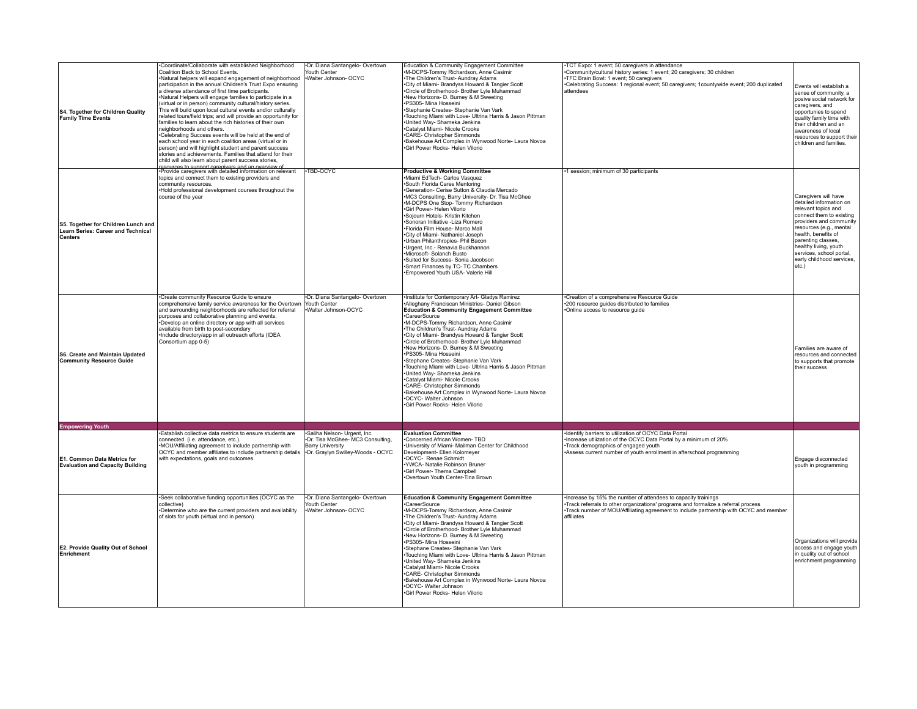| | | | | | |
|---|---|---|---|---|---|
| **S4. Together for Children Quality Family Time Events** | •Coordinate/Collaborate with established Neighborhood Coalition Back to School Events.<br>•Natural helpers will expand engagement of neighborhood participation in the annual Children's Trust Expo ensuring a diverse attendance of first time participants.<br>•Natural Helpers will engage families to participate in a (virtual or in person) community cultural/history series. This will build upon local cultural events and/or culturally related tours/field trips; and will provide an opportunity for families to learn about the rich histories of their own neighborhoods and others.<br>•Celebrating Success events will be held at the end of each school year in each coalition areas (virtual or in person) and will highlight student and parent success stories and achievements. Families that attend for their child will also learn about parent success stories, resources to support caregivers and an overview of | •Dr. Diana Santangelo- Overtown Youth Center<br>•Walter Johnson- OCYC | **Education & Community Engagement Committee**<br>•M-DCPS-Tommy Richardson, Anne Casimir<br>•The Children's Trust- Aundray Adams<br>•City of Miami- Brandyss Howard & Tangier Scott<br>•Circle of Brotherhood- Brother Lyle Muhammad<br>•New Horizons- D. Burney & M Sweeting<br>•PS305- Mina Hosseini<br>•Stephanie Creates- Stephanie Van Vark<br>•Touching Miami with Love- Ultrina Harris & Jason Pittman<br>•United Way- Shameka Jenkins<br>•Catalyst Miami- Nicole Crooks<br>•CARE- Christopher Simmonds<br>•Bakehouse Art Complex in Wynwood Norte- Laura Novoa<br>•Girl Power Rocks- Helen Vilorio | •TCT Expo: 1 event; 50 caregivers in attendance<br>•Community/cultural history series: 1 event; 20 caregivers; 30 children<br>•TFC Brain Bowl: 1 event; 50 caregivers<br>•Celebrating Success: 1 regional event; 50 caregivers; 1countywide event; 200 duplicated attendees | Events will establish a sense of community, a posive social network for caregivers, and opportunies to spend quality family time with their children and an awareness of local resources to support their children and families. |
| **S5. Together for Children Lunch and Learn Series: Career and Technical Centers** | •Provide caregivers with detailed information on relevant topics and connect them to existing providers and community resources.<br>•Hold professional development courses throughout the course of the year | •TBD-OCYC | **Productive & Working Committee**<br>•Miami EdTech- Carlos Vasquez<br>•South Florida Cares Mentoring<br>•Generation- Cerise Sutton & Claudia Mercado<br>•MC3 Consulting, Barry University- Dr. Tisa McGhee<br>•M-DCPS One Stop- Tommy Richardson<br>•Girl Power- Helen Vilorio<br>•Sojourn Hotels- Kristin Kitchen<br>•Sonoran Initiative -Liza Romero<br>•Florida Film House- Marco Mall<br>•City of Miami- Nathaniel Joseph<br>•Urban Philanthropies- Phil Bacon<br>•Urgent, Inc.- Renavia Buckhannon<br>•Microsoft- Solanch Busto<br>•Suited for Success- Sonia Jacobson<br>•Smart Finances by TC- TC Chambers<br>•Empowered Youth USA- Valerie Hill | •1 session; minimum of 30 participants | Caregivers will have detailed information on relevant topics and connect them to existing providers and community resources (e.g., mental health, benefits of parenting classes, healthy living, youth services, school portal, early childhood services, etc.) |
| **S6. Create and Maintain Updated Community Resource Guide** | •Create community Resource Guide to ensure comprehensive family service awareness for the Overtown and surrounding neighborhoods are reflected for referral purposes and collaborative planning and events.<br>•Develop an online directory or app with all services available from birth to post-secondary<br>•Include directory/app in all outreach efforts (IDEA Consortium app 0-5) | •Dr. Diana Santangelo- Overtown Youth Center<br>•Walter Johnson-OCYC | •Institute for Contemporary Art- Gladys Ramirez<br>•Alleghany Franciscan Ministries- Daniel Gibson<br>**Education & Community Engagement Committee**<br>•CareerSource<br>•M-DCPS-Tommy Richardson, Anne Casimir<br>•The Children's Trust- Aundray Adams<br>•City of Miami- Brandyss Howard & Tangier Scott<br>•Circle of Brotherhood- Brother Lyle Muhammad<br>•New Horizons- D. Burney & M Sweeting<br>•PS305- Mina Hosseini<br>•Stephane Creates- Stephanie Van Vark<br>•Touching Miami with Love- Ultrina Harris & Jason Pittman<br>•United Way- Shameka Jenkins<br>•Catalyst Miami- Nicole Crooks<br>•CARE- Christopher Simmonds<br>•Bakehouse Art Complex in Wynwood Norte- Laura Novoa<br>•OCYC- Walter Johnson<br>•Girl Power Rocks- Helen Vilorio | •Creation of a comprehensive Resource Guide<br>•200 resource guides distributed to families<br>•Online access to resource guide | Families are aware of resources and connected to supports that promote their success |
| **Empowering Youth** | | | | | |
| **E1. Common Data Metrics for Evaluation and Capacity Building** | •Establish collective data metrics to ensure students are connected (i.e. attendance, etc.).<br>•MOU/Affiliating agreement to include partnership with OCYC and member affiliates to include partnership details with expectations, goals and outcomes. | •Saliha Nelson- Urgent, Inc.<br>•Dr. Tisa McGhee- MC3 Consulting, Barry University<br>•Dr. Graylyn Swilley-Woods - OCYC | **Evaluation Committee**<br>•Concerned African Women- TBD<br>•University of Miami- Mailman Center for Childhood Development- Ellen Kolomeyer<br>•OCYC- Renae Schmidt<br>•YWCA- Natalie Robinson Bruner<br>•Girl Power- Thema Campbell<br>•Overtown Youth Center-Tina Brown | •Identify barriers to utilization of OCYC Data Portal<br>•Increase utliization of the OCYC Data Portal by a minimum of 20%<br>•Track demographics of engaged youth<br>•Assess current number of youth enrollment in afterschool programming | Engage disconnected youth in programming |
| **E2. Provide Quality Out of School Enrichment** | •Seek collaborative funding opportunities (OCYC as the collective)<br>•Determine who are the current providers and availability of slots for youth (virtual and in person) | •Dr. Diana Santangelo- Overtown Youth Center<br>•Walter Johnson- OCYC | **Education & Community Engagement Committee**<br>•CareerSource<br>•M-DCPS-Tommy Richardson, Anne Casimir<br>•The Children's Trust- Aundray Adams<br>•City of Miami- Brandyss Howard & Tangier Scott<br>•Circle of Brotherhood- Brother Lyle Muhammad<br>•New Horizons- D. Burney & M Sweeting<br>•PS305- Mina Hosseini<br>•Stephane Creates- Stephanie Van Vark<br>•Touching Miami with Love- Ultrina Harris & Jason Pittman<br>•United Way- Shameka Jenkins<br>•Catalyst Miami- Nicole Crooks<br>•CARE- Christopher Simmonds<br>•Bakehouse Art Complex in Wynwood Norte- Laura Novoa<br>•OCYC- Walter Johnson<br>•Girl Power Rocks- Helen Vilorio | •Increase by 15% the number of attendees to capacity trainings<br>•Track referrals to other organizations' programs and formalize a referral process<br>•Track number of MOU/Affiliating agreement to include partnership with OCYC and member affiliates | Organizations will provide access and engage youth in quality out of school enrichment programming |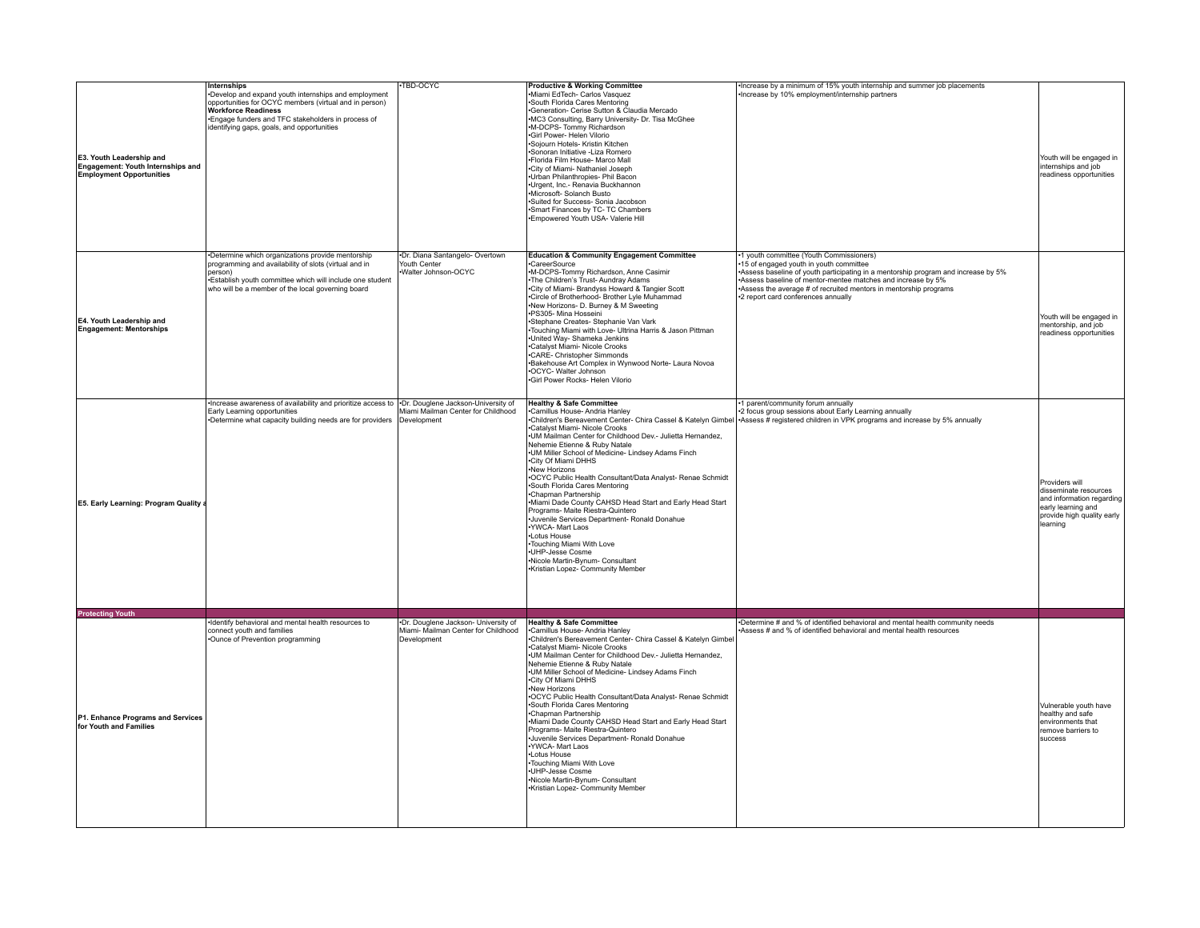| | | | | | |
|---|---|---|---|---|---|
| **E3. Youth Leadership and Engagement: Youth Internships and Employment Opportunities** | **Internships**<br>•Develop and expand youth internships and employment opportunities for OCYC members (virtual and in person)<br>**Workforce Readiness**<br>•Engage funders and TFC stakeholders in process of identifying gaps, goals, and opportunities | •TBD-OCYC | **Productive & Working Committee**<br>•Miami EdTech- Carlos Vasquez<br>•South Florida Cares Mentoring<br>•Generation- Cerise Sutton & Claudia Mercado<br>•MC3 Consulting, Barry University- Dr. Tisa McGhee<br>•M-DCPS- Tommy Richardson<br>•Girl Power- Helen Vilorio<br>•Sojourn Hotels- Kristin Kitchen<br>•Sonoran Initiative -Liza Romero<br>•Florida Film House- Marco Mall<br>•City of Miami- Nathaniel Joseph<br>•Urban Philanthropies- Phil Bacon<br>•Urgent, Inc.- Renavia Buckhannon<br>•Microsoft- Solanch Busto<br>•Suited for Success- Sonia Jacobson<br>•Smart Finances by TC- TC Chambers<br>•Empowered Youth USA- Valerie Hill | •Increase by a minimum of 15% youth internship and summer job placements<br>•Increase by 10% employment/internship partners | Youth will be engaged in internships and job readiness opportunities |
| **E4. Youth Leadership and Engagement: Mentorships** | •Determine which organizations provide mentorship programming and availability of slots (virtual and in person)<br>•Establish youth committee which will include one student who will be a member of the local governing board | •Dr. Diana Santangelo- Overtown Youth Center<br>•Walter Johnson-OCYC | **Education & Community Engagement Committee**<br>•CareerSource<br>•M-DCPS-Tommy Richardson, Anne Casimir<br>•The Children's Trust- Aundray Adams<br>•City of Miami- Brandyss Howard & Tangier Scott<br>•Circle of Brotherhood- Brother Lyle Muhammad<br>•New Horizons- D. Burney & M Sweeting<br>•PS305- Mina Hosseini<br>•Stephane Creates- Stephanie Van Vark<br>•Touching Miami with Love- Ultrina Harris & Jason Pittman<br>•United Way- Shameka Jenkins<br>•Catalyst Miami- Nicole Crooks<br>•CARE- Christopher Simmonds<br>•Bakehouse Art Complex in Wynwood Norte- Laura Novoa<br>•OCYC- Walter Johnson<br>•Girl Power Rocks- Helen Vilorio | •1 youth committee (Youth Commissioners)<br>•15 of engaged youth in youth committee<br>•Assess baseline of youth participating in a mentorship program and increase by 5%<br>•Assess baseline of mentor-mentee matches and increase by 5%<br>•Assess the average # of recruited mentors in mentorship programs<br>•2 report card conferences annually | Youth will be engaged in mentorship, and job readiness opportunities |
| **E5. Early Learning: Program Quality a** | •Increase awareness of availability and prioritize access to Early Learning opportunities<br>•Determine what capacity building needs are for providers | •Dr. Douglene Jackson-University of Miami Mailman Center for Childhood Development | **Healthy & Safe Committee**<br>•Camillus House- Andria Hanley<br>•Children's Bereavement Center- Chira Cassel & Katelyn Gimbel<br>•Catalyst Miami- Nicole Crooks<br>•UM Mailman Center for Childhood Dev.- Julietta Hernandez, Nehemie Etienne & Ruby Natale<br>•UM Miller School of Medicine- Lindsey Adams Finch<br>•City Of Miami DHHS<br>•New Horizons<br>•OCYC Public Health Consultant/Data Analyst- Renae Schmidt<br>•South Florida Cares Mentoring<br>•Chapman Partnership<br>•Miami Dade County CAHSD Head Start and Early Head Start Programs- Maite Riestra-Quintero<br>•Juvenile Services Department- Ronald Donahue<br>•YWCA- Mart Laos<br>•Lotus House<br>•Touching Miami With Love<br>•UHP-Jesse Cosme<br>•Nicole Martin-Bynum- Consultant<br>•Kristian Lopez- Community Member | •1 parent/community forum annually<br>•2 focus group sessions about Early Learning annually<br>•Assess # registered children in VPK programs and increase by 5% annually | Providers will disseminate resources and information regarding early learning and provide high quality early learning |
| **Protecting Youth** | | | | | |
| **P1. Enhance Programs and Services for Youth and Families** | •Identify behavioral and mental health resources to connect youth and families<br>•Ounce of Prevention programming | •Dr. Douglene Jackson- University of Miami- Mailman Center for Childhood Development | **Healthy & Safe Committee**<br>•Camillus House- Andria Hanley<br>•Children's Bereavement Center- Chira Cassel & Katelyn Gimbel<br>•Catalyst Miami- Nicole Crooks<br>•UM Mailman Center for Childhood Dev.- Julietta Hernandez, Nehemie Etienne & Ruby Natale<br>•UM Miller School of Medicine- Lindsey Adams Finch<br>•City Of Miami DHHS<br>•New Horizons<br>•OCYC Public Health Consultant/Data Analyst- Renae Schmidt<br>•South Florida Cares Mentoring<br>•Chapman Partnership<br>•Miami Dade County CAHSD Head Start and Early Head Start Programs- Maite Riestra-Quintero<br>•Juvenile Services Department- Ronald Donahue<br>•YWCA- Mart Laos<br>•Lotus House<br>•Touching Miami With Love<br>•UHP-Jesse Cosme<br>•Nicole Martin-Bynum- Consultant<br>•Kristian Lopez- Community Member | •Determine # and % of identified behavioral and mental health community needs<br>•Assess # and % of identified behavioral and mental health resources | Vulnerable youth have healthy and safe environments that remove barriers to success |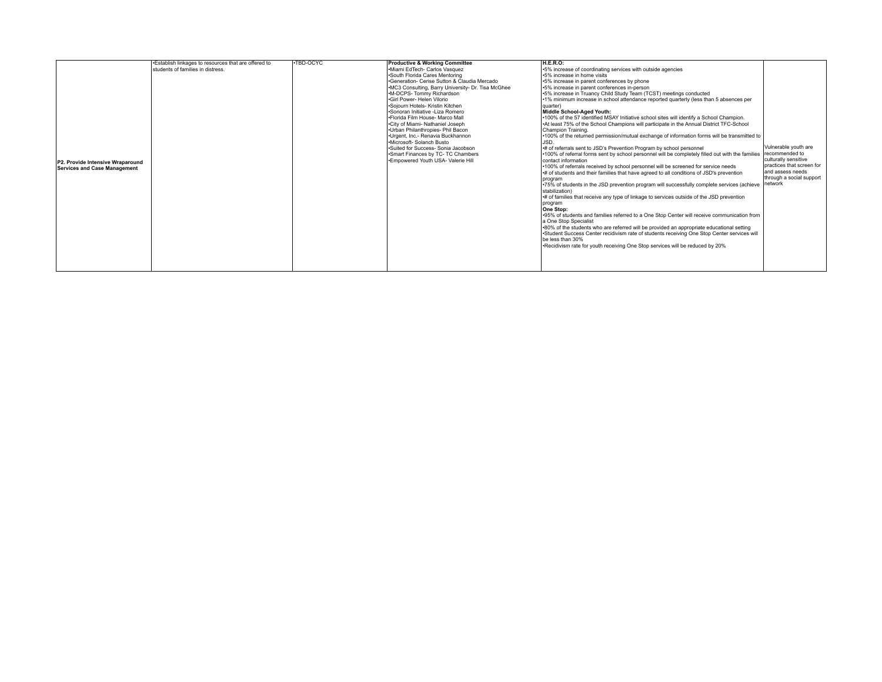| | | | | | |
|---|---|---|---|---|---|
| **P2. Provide Intensive Wraparound Services and Case Management** | •Establish linkages to resources that are offered to students of families in distress. | •TBD-OCYC | **Productive & Working Committee**<br>•Miami EdTech- Carlos Vasquez<br>•South Florida Cares Mentoring<br>•Generation- Cerise Sutton & Claudia Mercado<br>•MC3 Consulting, Barry University- Dr. Tisa McGhee<br>•M-DCPS- Tommy Richardson<br>•Girl Power- Helen Vilorio<br>•Sojourn Hotels- Kristin Kitchen<br>•Sonoran Initiative -Liza Romero<br>•Florida Film House- Marco Mall<br>•City of Miami- Nathaniel Joseph<br>•Urban Philanthropies- Phil Bacon<br>•Urgent, Inc.- Renavia Buckhannon<br>•Microsoft- Solanch Busto<br>•Suited for Success- Sonia Jacobson<br>•Smart Finances by TC- TC Chambers<br>•Empowered Youth USA- Valerie Hill | **H.E.R.O:**<br>•5% increase of coordinating services with outside agencies<br>•5% increase in home visits<br>•5% increase in parent conferences by phone<br>•5% increase in parent conferences in-person<br>•5% increase in Truancy Child Study Team (TCST) meetings conducted<br>•1% minimum increase in school attendance reported quarterly (less than 5 absences per quarter)<br>**Middle School-Aged Youth:**<br>•100% of the 57 identified MSAY Initiative school sites will identify a School Champion.<br>•At least 75% of the School Champions will participate in the Annual District TFC-School Champion Training.<br>•100% of the returned permission/mutual exchange of information forms will be transmitted to JSD.<br>•# of referrals sent to JSD's Prevention Program by school personnel<br>•100% of referral forms sent by school personnel will be completely filled out with the families contact information<br>•100% of referrals received by school personnel will be screened for service needs<br>•# of students and their families that have agreed to all conditions of JSD's prevention program<br>•75% of students in the JSD prevention program will successfully complete services (achieve stabilization)<br>•# of families that receive any type of linkage to services outside of the JSD prevention program<br>**One Stop:**<br>•95% of students and families referred to a One Stop Center will receive communication from a One Stop Specialist<br>•80% of the students who are referred will be provided an appropriate educational setting<br>•Student Success Center recidivism rate of students receiving One Stop Center services will be less than 30%<br>•Recidivism rate for youth receiving One Stop services will be reduced by 20% | Vulnerable youth are recommended to culturally sensitive practices that screen for and assess needs through a social support network |